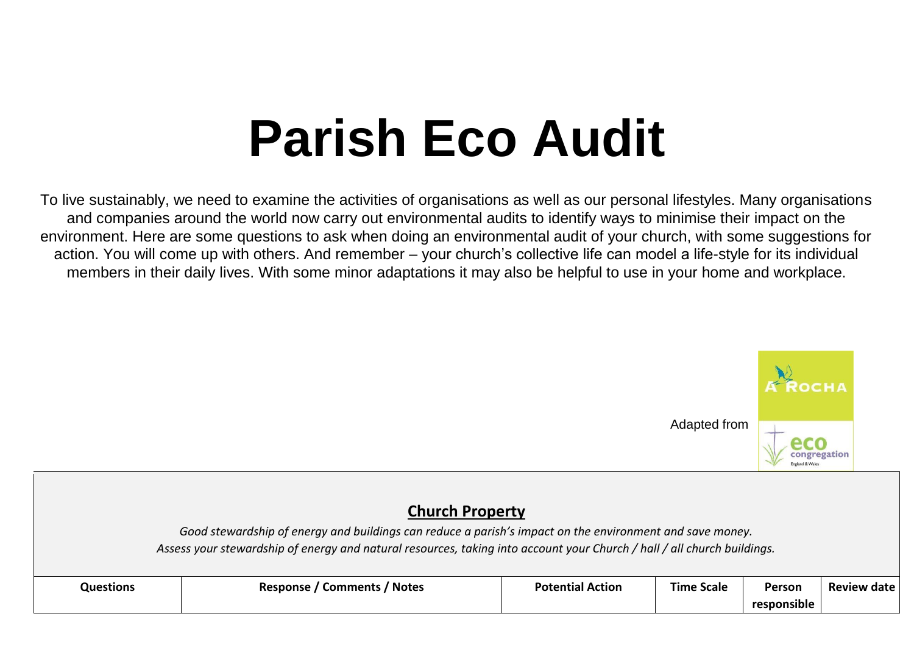# Parish Eco Audit

To live sustainably, we need to examine the activities of organisations as well as our personal lifestyles. Many organisations and companies around the world now carry out environmental audits to identify ways to minimise their impact on the environment. Here are some questions to ask when doing an environmental audit of your church, with some suggestions for action. You will come up with others. And remember – your church's collective life can model a life-style for its individual members in their daily lives. With some minor adaptations it may also be helpful to use in your home and workplace.

Adapted from A Rocha eco congregation England & Wales

## Church Property

*Good stewardship of energy and buildings can reduce a parish's impact on the environment and save money.*
*Assess your stewardship of energy and natural resources, taking into account your Church / hall / all church buildings.*

| Questions | Response / Comments / Notes | Potential Action | Time Scale | Person responsible | Review date |
|---|---|---|---|---|---|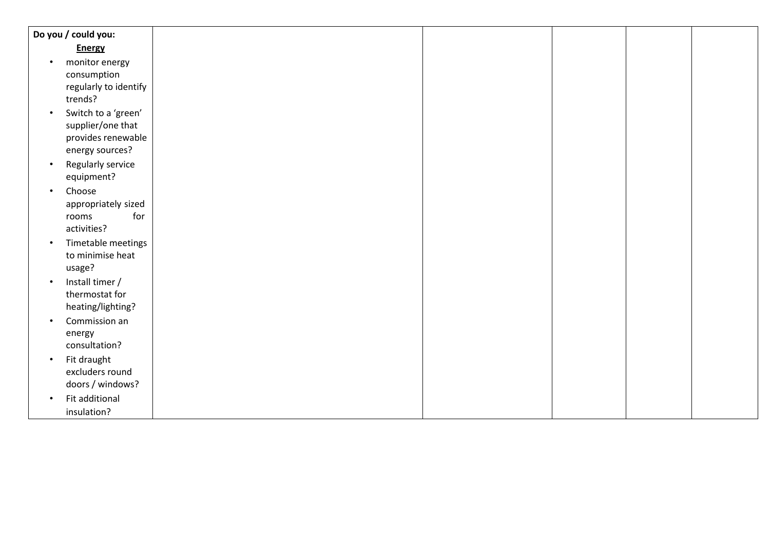| **Do you / could you:**<br>**Energy**<br>• monitor energy consumption regularly to identify trends?<br>• Switch to a 'green' supplier/one that provides renewable energy sources?<br>• Regularly service equipment?<br>• Choose appropriately sized rooms for activities?<br>• Timetable meetings to minimise heat usage?<br>• Install timer / thermostat for heating/lighting?<br>• Commission an energy consultation?<br>• Fit draught excluders round doors / windows?<br>• Fit additional insulation? | | | | | |
|---|---|---|---|---|---|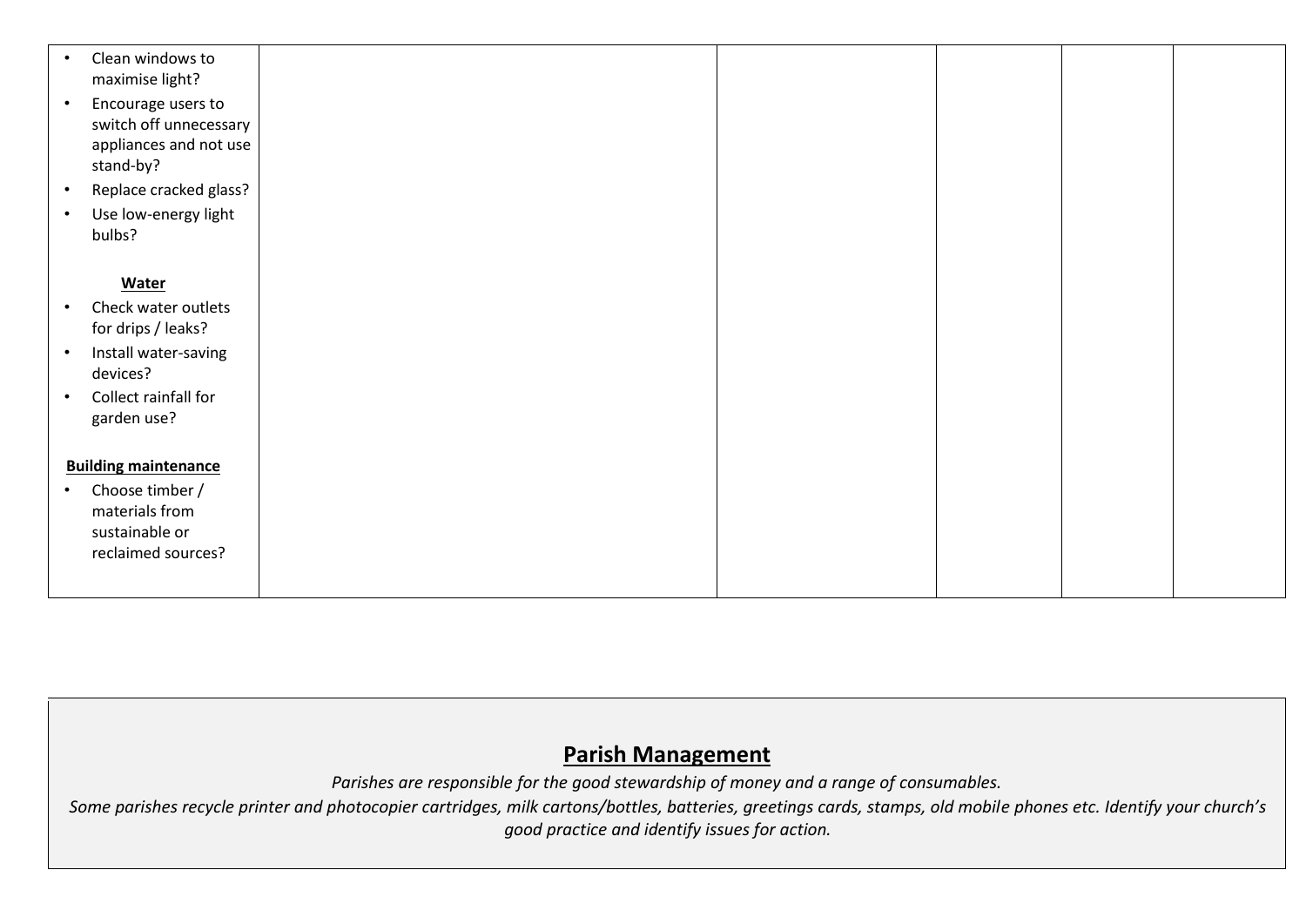| | | | | | |
|---|---|---|---|---|---|
| • Clean windows to maximise light?<br>• Encourage users to switch off unnecessary appliances and not use stand-by?<br>• Replace cracked glass?<br>• Use low-energy light bulbs?<br><br>**Water**<br>• Check water outlets for drips / leaks?<br>• Install water-saving devices?<br>• Collect rainfall for garden use?<br><br>**Building maintenance**<br>• Choose timber / materials from sustainable or reclaimed sources? | | | | | |

## Parish Management

*Parishes are responsible for the good stewardship of money and a range of consumables.*
*Some parishes recycle printer and photocopier cartridges, milk cartons/bottles, batteries, greetings cards, stamps, old mobile phones etc. Identify your church's good practice and identify issues for action.*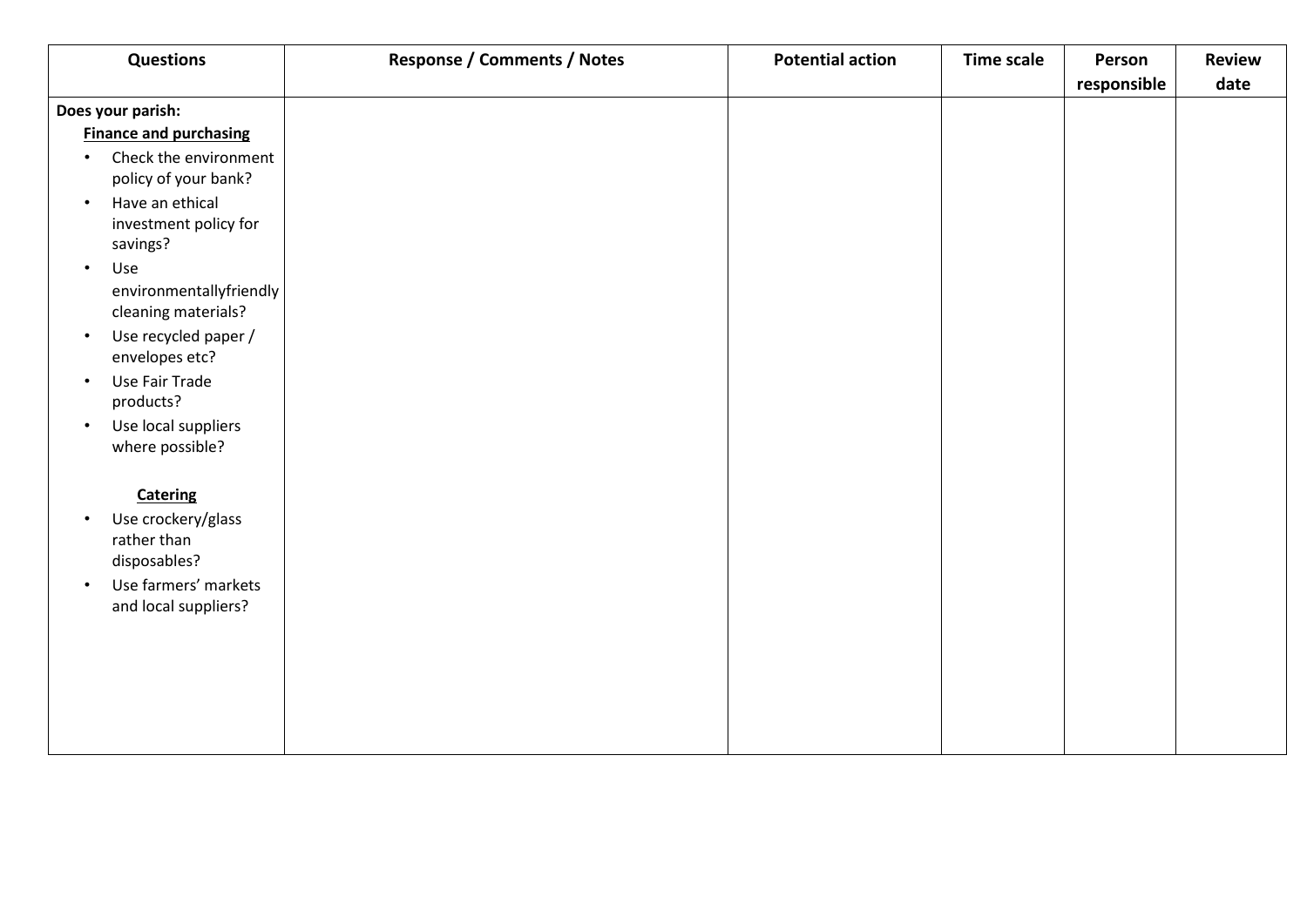| Questions | Response / Comments / Notes | Potential action | Time scale | Person responsible | Review date |
|---|---|---|---|---|---|
| **Does your parish:**<br>**Finance and purchasing**<br>• Check the environment policy of your bank?<br>• Have an ethical investment policy for savings?<br>• Use environmentallyfriendly cleaning materials?<br>• Use recycled paper / envelopes etc?<br>• Use Fair Trade products?<br>• Use local suppliers where possible?<br><br>**Catering**<br>• Use crockery/glass rather than disposables?<br>• Use farmers' markets and local suppliers? | | | | | |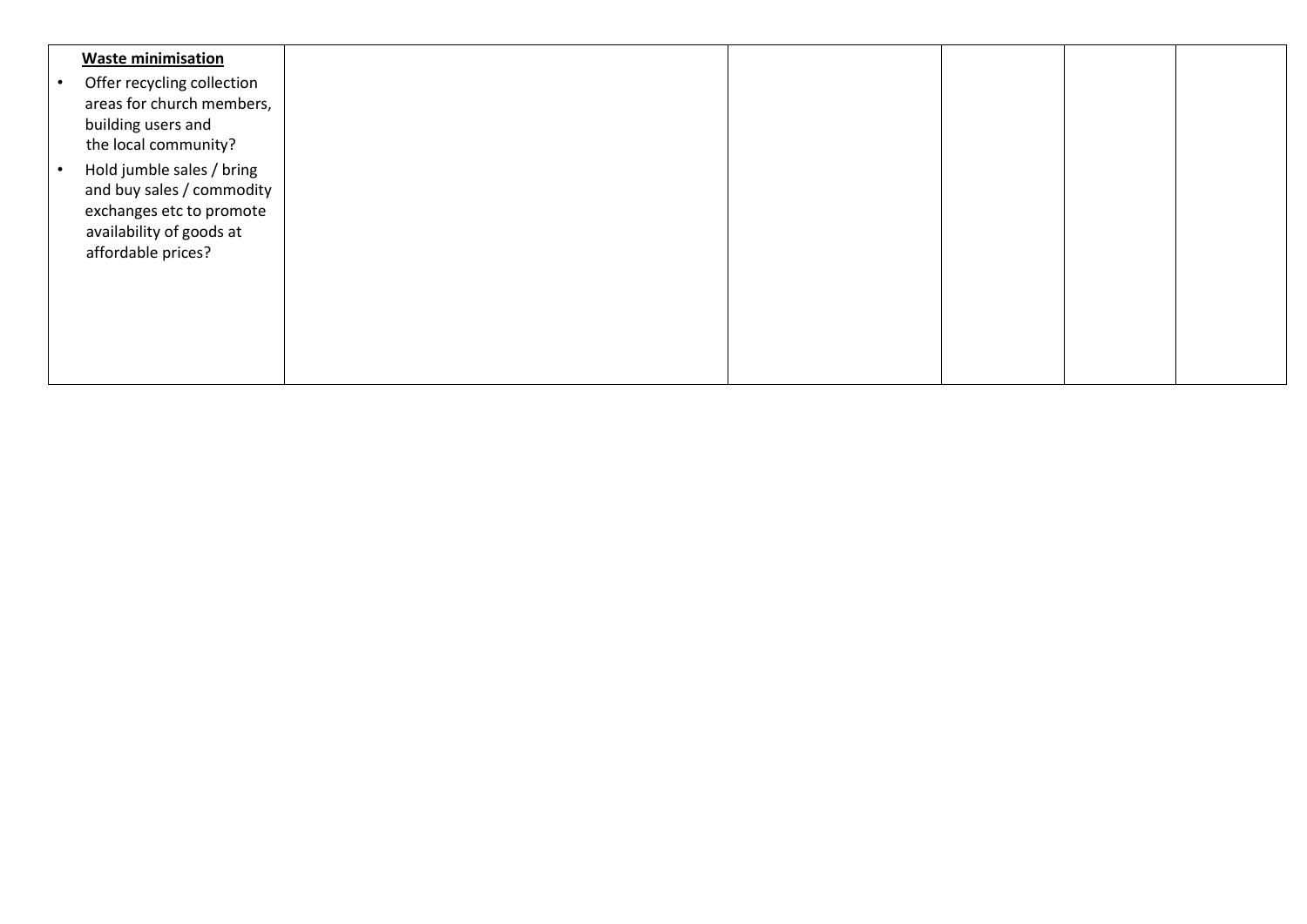| **Waste minimisation**<br>• Offer recycling collection areas for church members, building users and the local community?<br>• Hold jumble sales / bring and buy sales / commodity exchanges etc to promote availability of goods at affordable prices? | | | | | |
| --- | --- | --- | --- | --- | --- |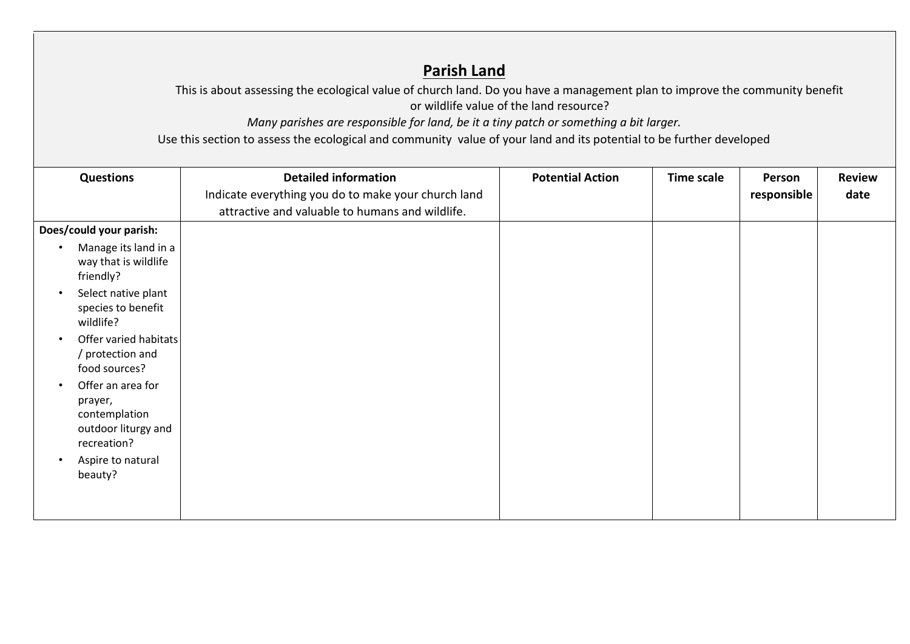## Parish Land

This is about assessing the ecological value of church land. Do you have a management plan to improve the community benefit or wildlife value of the land resource?

*Many parishes are responsible for land, be it a tiny patch or something a bit larger.*

Use this section to assess the ecological and community value of your land and its potential to be further developed

| Questions | Detailed information<br>Indicate everything you do to make your church land attractive and valuable to humans and wildlife. | Potential Action | Time scale | Person responsible | Review date |
|---|---|---|---|---|---|
| **Does/could your parish:**<br>• Manage its land in a way that is wildlife friendly?<br>• Select native plant species to benefit wildlife?<br>• Offer varied habitats / protection and food sources?<br>• Offer an area for prayer, contemplation outdoor liturgy and recreation?<br>• Aspire to natural beauty? | | | | | |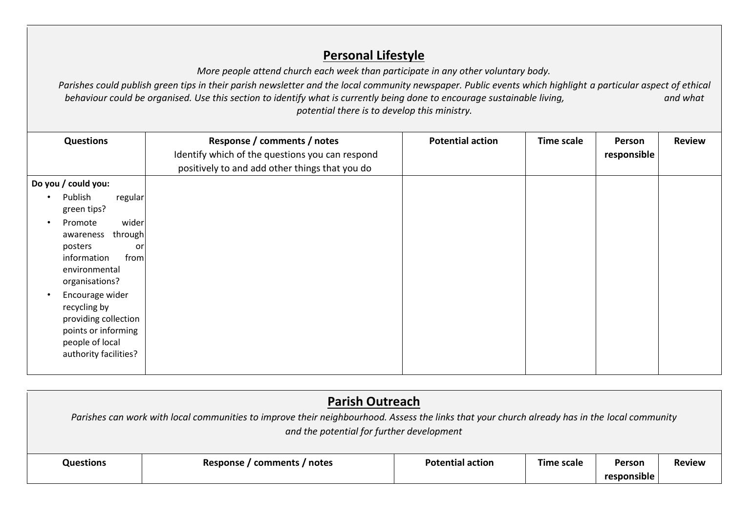## Personal Lifestyle

*More people attend church each week than participate in any other voluntary body.*

*Parishes could publish green tips in their parish newsletter and the local community newspaper. Public events which highlight a particular aspect of ethical behaviour could be organised. Use this section to identify what is currently being done to encourage sustainable living, and what potential there is to develop this ministry.*

| Questions | Response / comments / notes<br>Identify which of the questions you can respond positively to and add other things that you do | Potential action | Time scale | Person responsible | Review |
|---|---|---|---|---|---|
| **Do you / could you:**<br>• Publish regular green tips?<br>• Promote wider awareness through posters or information from environmental organisations?<br>• Encourage wider recycling by providing collection points or informing people of local authority facilities? | | | | | |

## Parish Outreach

*Parishes can work with local communities to improve their neighbourhood. Assess the links that your church already has in the local community and the potential for further development*

| Questions | Response / comments / notes | Potential action | Time scale | Person responsible | Review |
|---|---|---|---|---|---|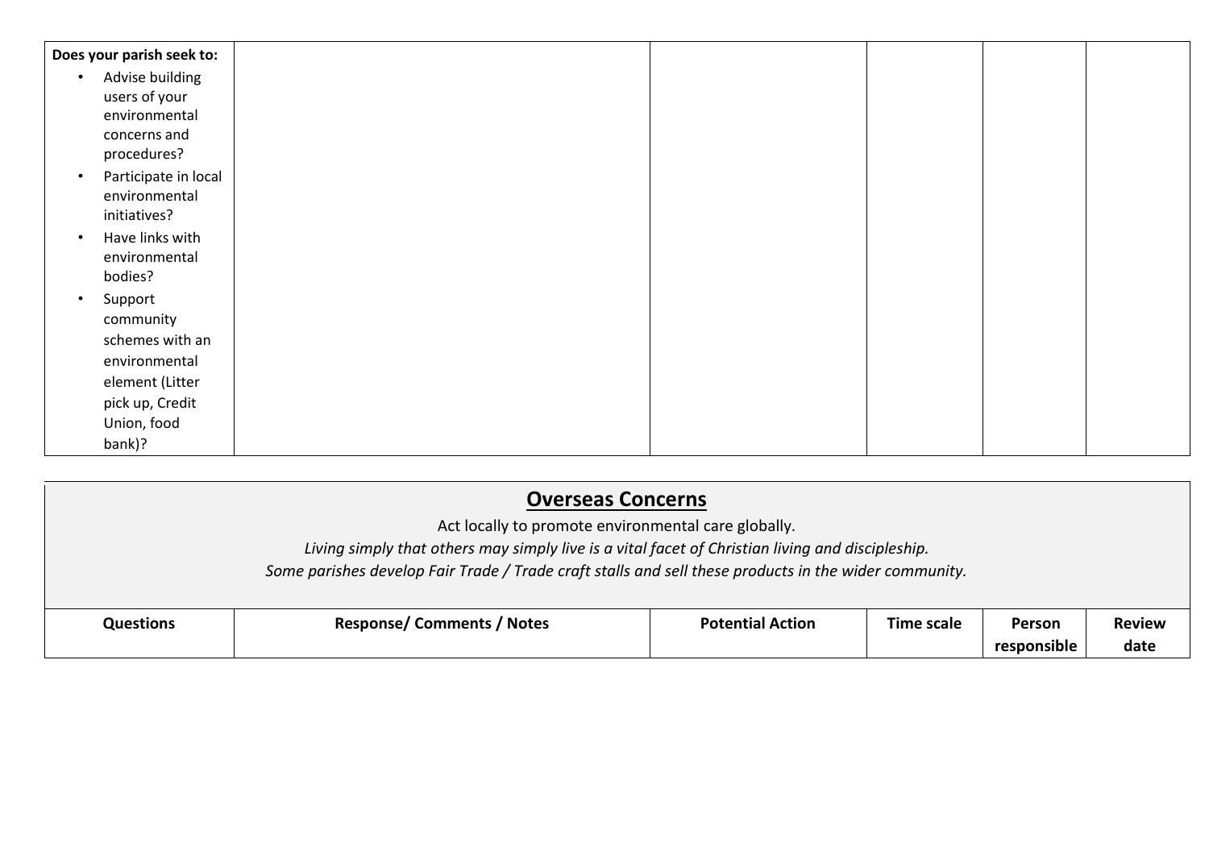| Does your parish seek to: | | | | | |
|---|---|---|---|---|---|
| **Does your parish seek to:**<br>• Advise building users of your environmental concerns and procedures?<br>• Participate in local environmental initiatives?<br>• Have links with environmental bodies?<br>• Support community schemes with an environmental element (Litter pick up, Credit Union, food bank)? | | | | | |

## Overseas Concerns

Act locally to promote environmental care globally.

*Living simply that others may simply live is a vital facet of Christian living and discipleship.*

*Some parishes develop Fair Trade / Trade craft stalls and sell these products in the wider community.*

| Questions | Response/ Comments / Notes | Potential Action | Time scale | Person responsible | Review date |
|---|---|---|---|---|---|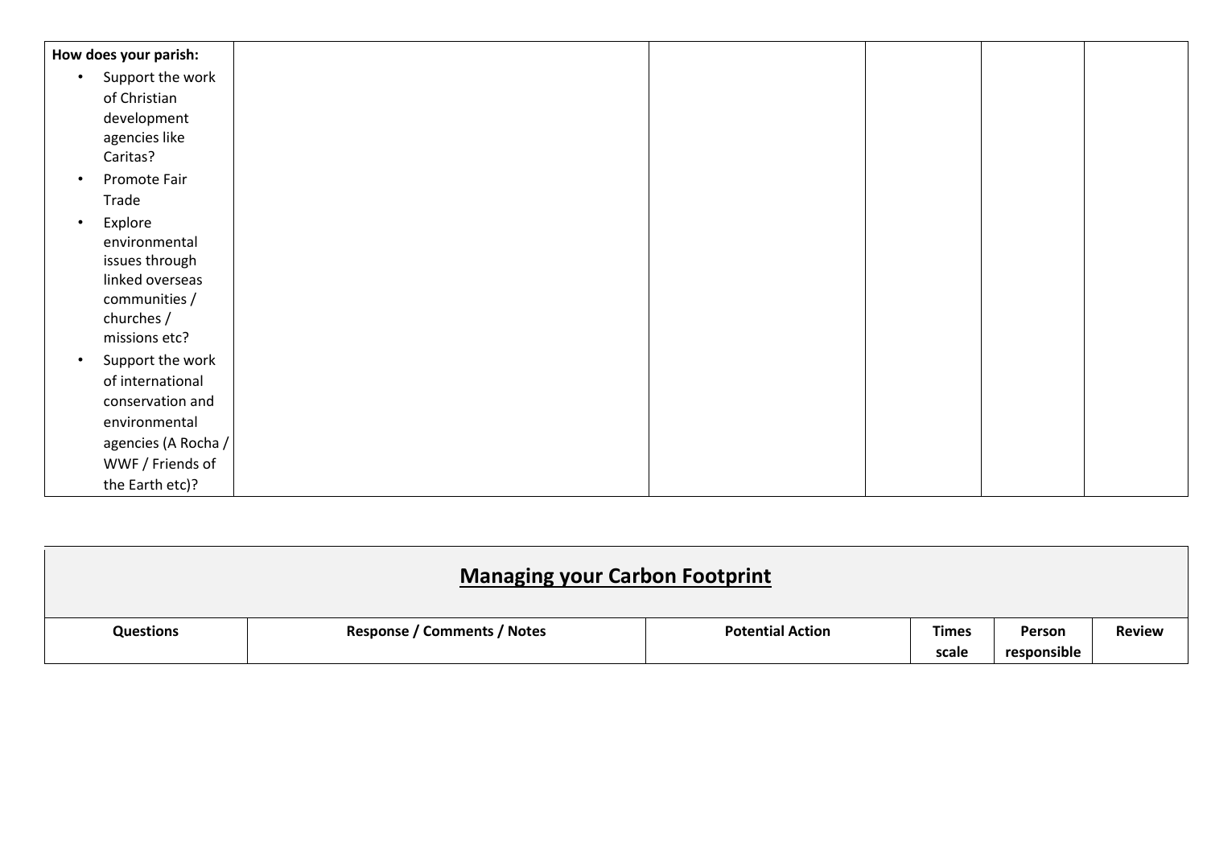| | | | | | |
|---|---|---|---|---|---|
| **How does your parish:**<br>• Support the work of Christian development agencies like Caritas?<br>• Promote Fair Trade<br>• Explore environmental issues through linked overseas communities / churches / missions etc?<br>• Support the work of international conservation and environmental agencies (A Rocha / WWF / Friends of the Earth etc)? | | | | | |

## Managing your Carbon Footprint

| Questions | Response / Comments / Notes | Potential Action | Times scale | Person responsible | Review |
|---|---|---|---|---|---|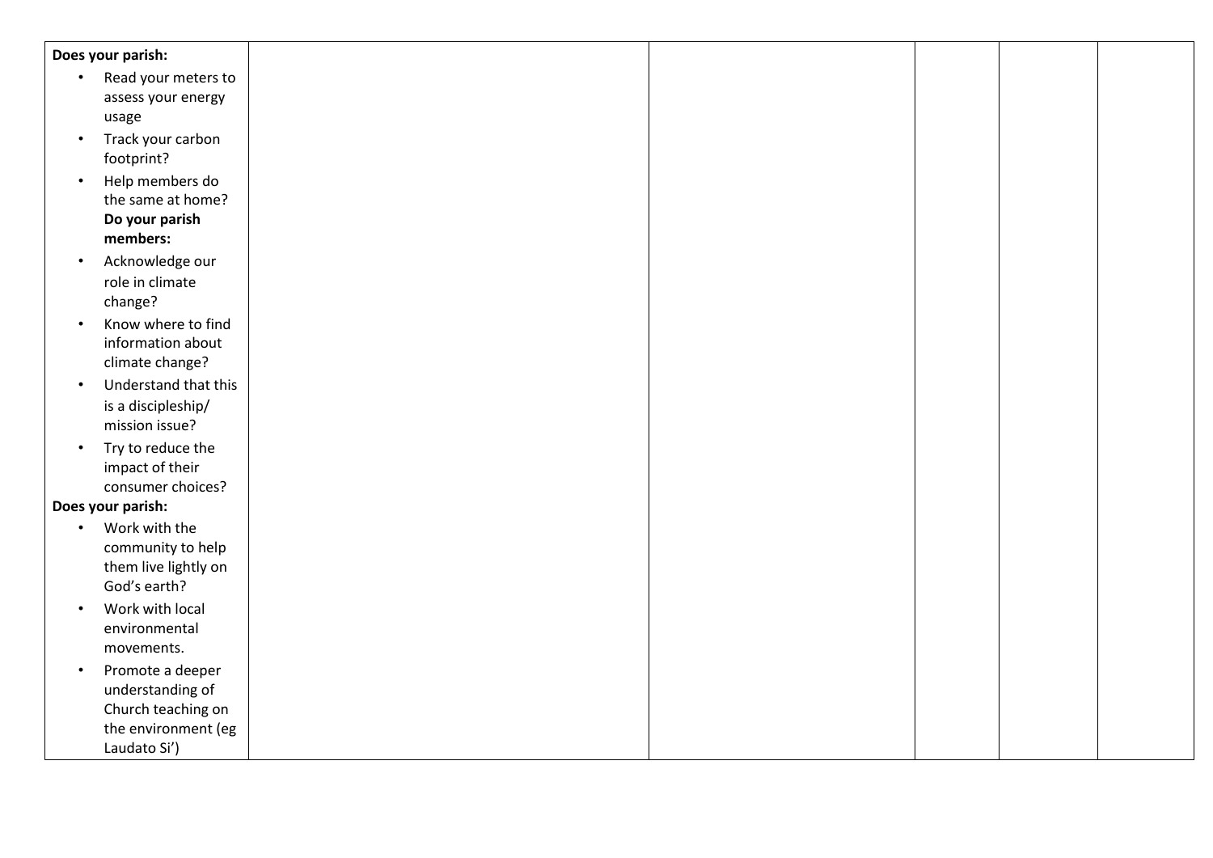| | | | | | |
|---|---|---|---|---|---|
| **Does your parish:**<br>• Read your meters to assess your energy usage<br>• Track your carbon footprint?<br>• Help members do the same at home?<br>**Do your parish members:**<br>• Acknowledge our role in climate change?<br>• Know where to find information about climate change?<br>• Understand that this is a discipleship/ mission issue?<br>• Try to reduce the impact of their consumer choices?<br>**Does your parish:**<br>• Work with the community to help them live lightly on God's earth?<br>• Work with local environmental movements.<br>• Promote a deeper understanding of Church teaching on the environment (eg Laudato Si') | | | | | |